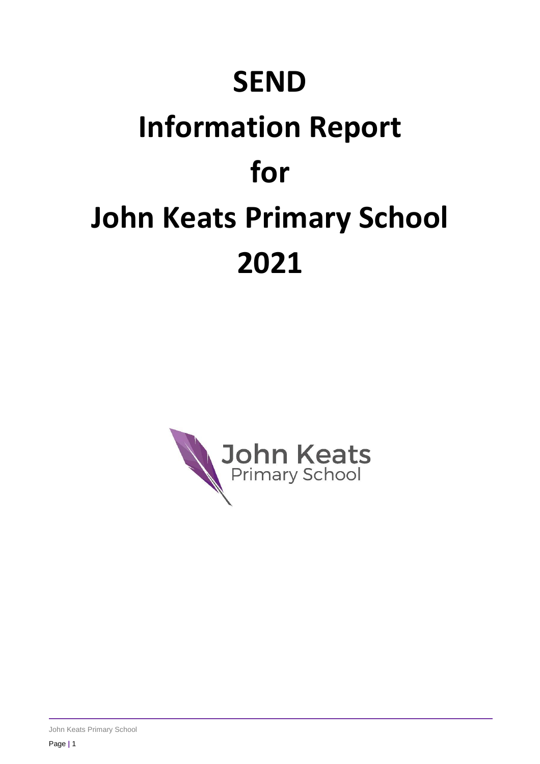# SEND

# Information Report

# for

# John Keats Primary School

# 2021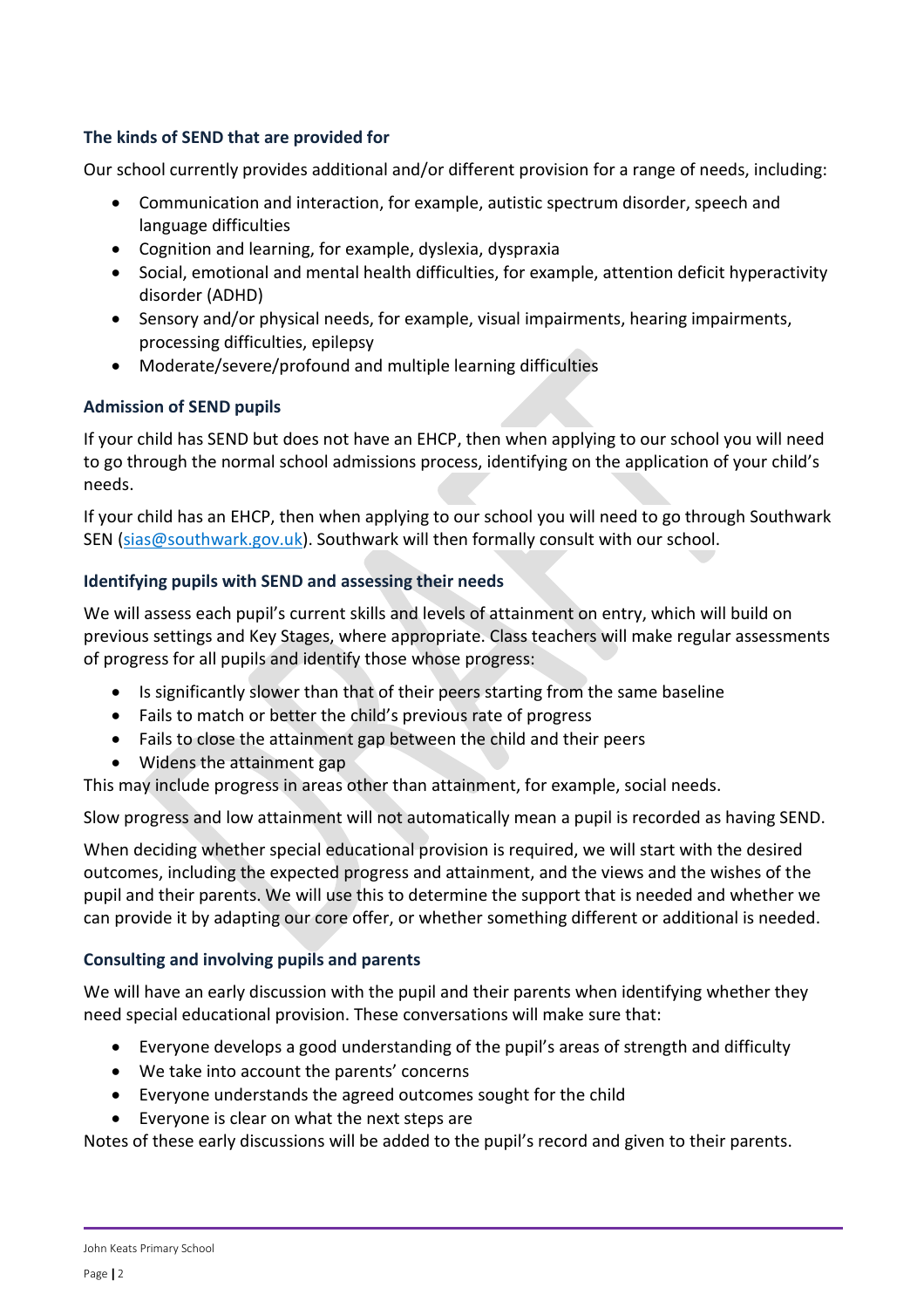### The kinds of SEND that are provided for

Our school currently provides additional and/or different provision for a range of needs, including:

- Communication and interaction, for example, autistic spectrum disorder, speech and language difficulties
- Cognition and learning, for example, dyslexia, dyspraxia
- Social, emotional and mental health difficulties, for example, attention deficit hyperactivity disorder (ADHD)
- Sensory and/or physical needs, for example, visual impairments, hearing impairments, processing difficulties, epilepsy
- Moderate/severe/profound and multiple learning difficulties

### Admission of SEND pupils

If your child has SEND but does not have an EHCP, then when applying to our school you will need to go through the normal school admissions process, identifying on the application of your child's needs.

If your child has an EHCP, then when applying to our school you will need to go through Southwark SEN (sias@southwark.gov.uk). Southwark will then formally consult with our school.

### Identifying pupils with SEND and assessing their needs

We will assess each pupil's current skills and levels of attainment on entry, which will build on previous settings and Key Stages, where appropriate. Class teachers will make regular assessments of progress for all pupils and identify those whose progress:

- Is significantly slower than that of their peers starting from the same baseline
- Fails to match or better the child's previous rate of progress
- Fails to close the attainment gap between the child and their peers
- Widens the attainment gap

This may include progress in areas other than attainment, for example, social needs.

Slow progress and low attainment will not automatically mean a pupil is recorded as having SEND.

When deciding whether special educational provision is required, we will start with the desired outcomes, including the expected progress and attainment, and the views and the wishes of the pupil and their parents. We will use this to determine the support that is needed and whether we can provide it by adapting our core offer, or whether something different or additional is needed.

### Consulting and involving pupils and parents

We will have an early discussion with the pupil and their parents when identifying whether they need special educational provision. These conversations will make sure that:

- Everyone develops a good understanding of the pupil's areas of strength and difficulty
- We take into account the parents' concerns
- Everyone understands the agreed outcomes sought for the child
- Everyone is clear on what the next steps are

Notes of these early discussions will be added to the pupil's record and given to their parents.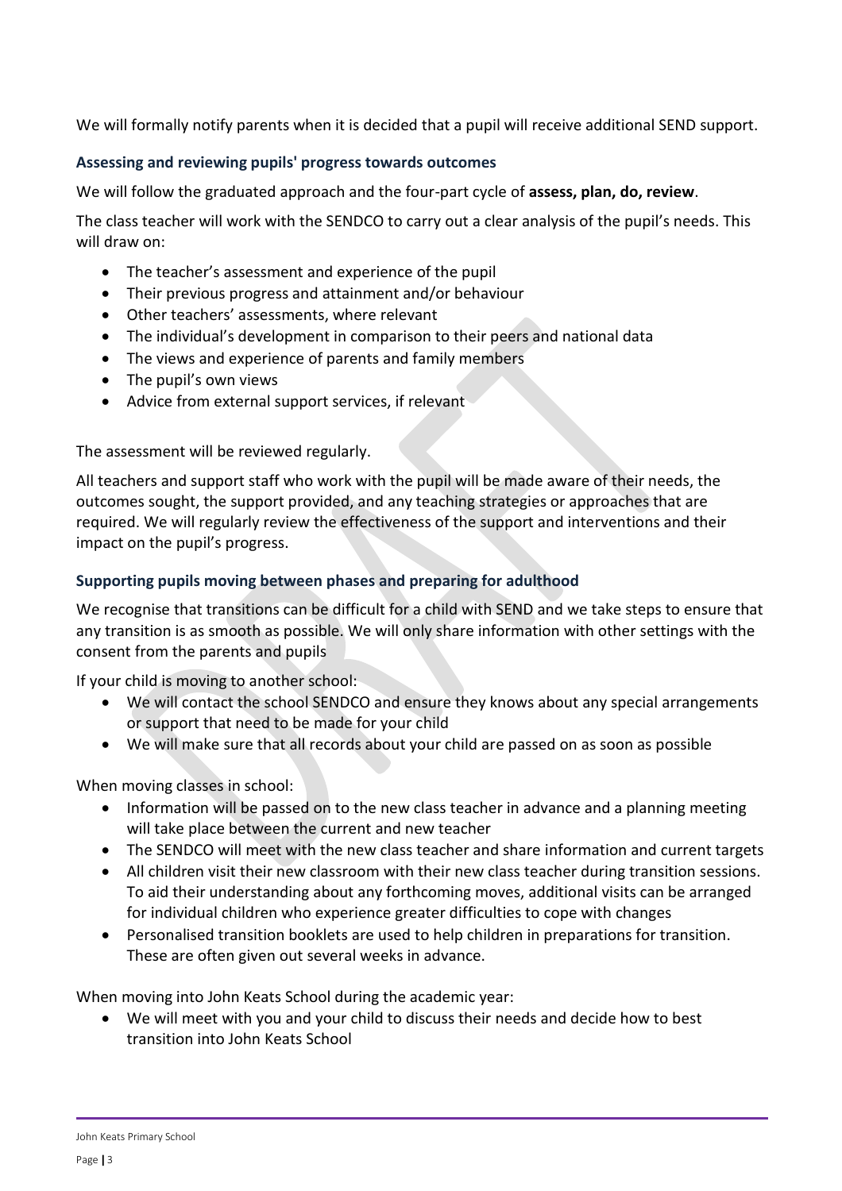We will formally notify parents when it is decided that a pupil will receive additional SEND support.

### Assessing and reviewing pupils' progress towards outcomes

We will follow the graduated approach and the four-part cycle of **assess, plan, do, review**.

The class teacher will work with the SENDCO to carry out a clear analysis of the pupil's needs. This will draw on:

- The teacher's assessment and experience of the pupil
- Their previous progress and attainment and/or behaviour
- Other teachers' assessments, where relevant
- The individual's development in comparison to their peers and national data
- The views and experience of parents and family members
- The pupil's own views
- Advice from external support services, if relevant

The assessment will be reviewed regularly.

All teachers and support staff who work with the pupil will be made aware of their needs, the outcomes sought, the support provided, and any teaching strategies or approaches that are required. We will regularly review the effectiveness of the support and interventions and their impact on the pupil's progress.

### Supporting pupils moving between phases and preparing for adulthood

We recognise that transitions can be difficult for a child with SEND and we take steps to ensure that any transition is as smooth as possible. We will only share information with other settings with the consent from the parents and pupils

If your child is moving to another school:

- We will contact the school SENDCO and ensure they knows about any special arrangements or support that need to be made for your child
- We will make sure that all records about your child are passed on as soon as possible

When moving classes in school:

- Information will be passed on to the new class teacher in advance and a planning meeting will take place between the current and new teacher
- The SENDCO will meet with the new class teacher and share information and current targets
- All children visit their new classroom with their new class teacher during transition sessions. To aid their understanding about any forthcoming moves, additional visits can be arranged for individual children who experience greater difficulties to cope with changes
- Personalised transition booklets are used to help children in preparations for transition. These are often given out several weeks in advance.

When moving into John Keats School during the academic year:

- We will meet with you and your child to discuss their needs and decide how to best transition into John Keats School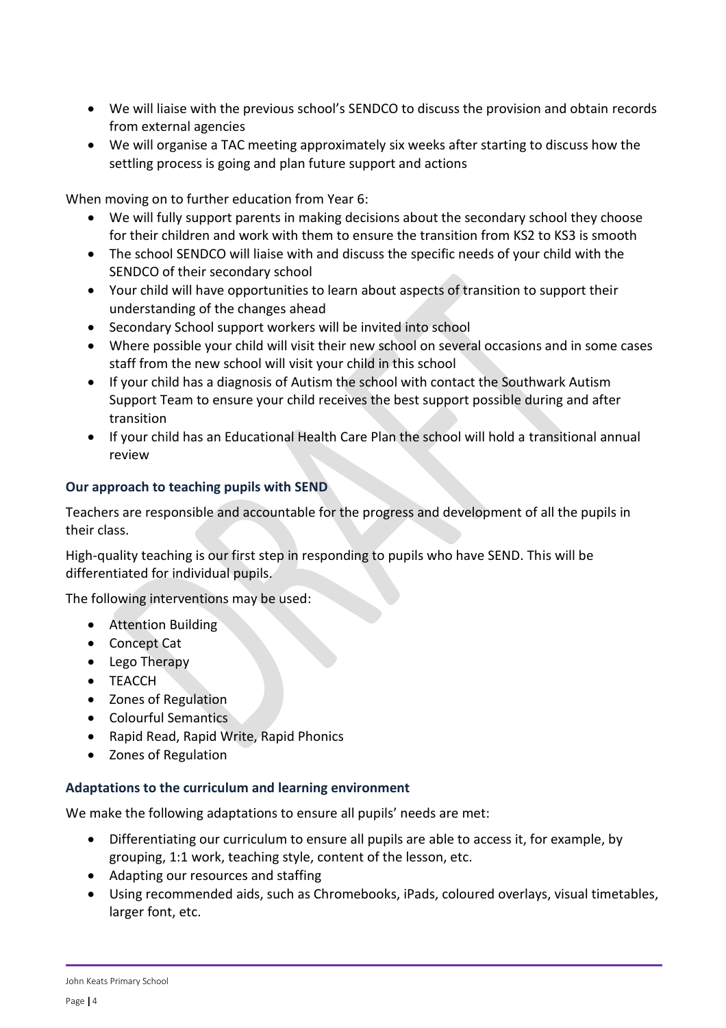- We will liaise with the previous school's SENDCO to discuss the provision and obtain records from external agencies
- We will organise a TAC meeting approximately six weeks after starting to discuss how the settling process is going and plan future support and actions

When moving on to further education from Year 6:

- We will fully support parents in making decisions about the secondary school they choose for their children and work with them to ensure the transition from KS2 to KS3 is smooth
- The school SENDCO will liaise with and discuss the specific needs of your child with the SENDCO of their secondary school
- Your child will have opportunities to learn about aspects of transition to support their understanding of the changes ahead
- Secondary School support workers will be invited into school
- Where possible your child will visit their new school on several occasions and in some cases staff from the new school will visit your child in this school
- If your child has a diagnosis of Autism the school with contact the Southwark Autism Support Team to ensure your child receives the best support possible during and after transition
- If your child has an Educational Health Care Plan the school will hold a transitional annual review

### Our approach to teaching pupils with SEND

Teachers are responsible and accountable for the progress and development of all the pupils in their class.

High-quality teaching is our first step in responding to pupils who have SEND. This will be differentiated for individual pupils.

The following interventions may be used:

- Attention Building
- Concept Cat
- Lego Therapy
- TEACCH
- Zones of Regulation
- Colourful Semantics
- Rapid Read, Rapid Write, Rapid Phonics
- Zones of Regulation

### Adaptations to the curriculum and learning environment

We make the following adaptations to ensure all pupils' needs are met:

- Differentiating our curriculum to ensure all pupils are able to access it, for example, by grouping, 1:1 work, teaching style, content of the lesson, etc.
- Adapting our resources and staffing
- Using recommended aids, such as Chromebooks, iPads, coloured overlays, visual timetables, larger font, etc.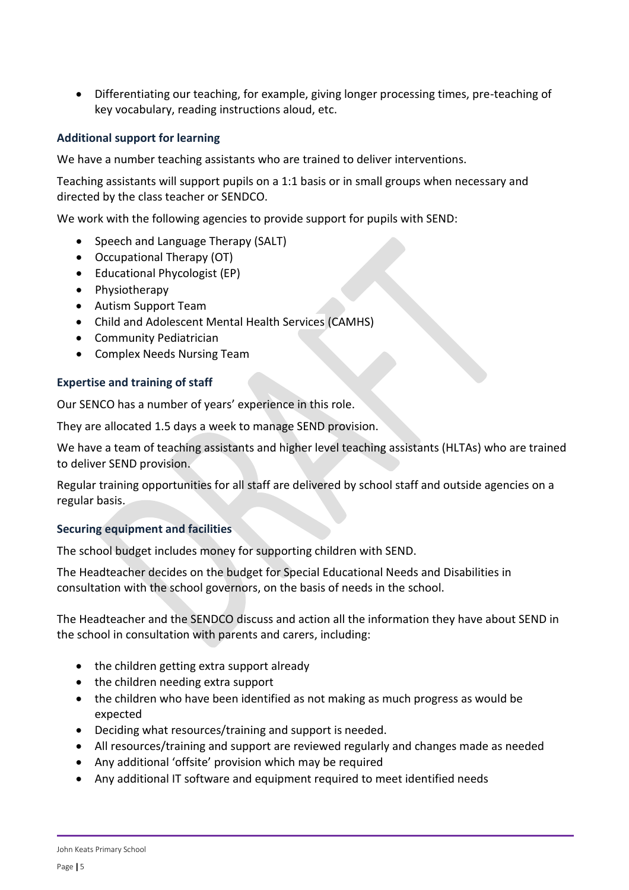- Differentiating our teaching, for example, giving longer processing times, pre-teaching of key vocabulary, reading instructions aloud, etc.

### Additional support for learning

We have a number teaching assistants who are trained to deliver interventions.

Teaching assistants will support pupils on a 1:1 basis or in small groups when necessary and directed by the class teacher or SENDCO.

We work with the following agencies to provide support for pupils with SEND:

- Speech and Language Therapy (SALT)
- Occupational Therapy (OT)
- Educational Phycologist (EP)
- Physiotherapy
- Autism Support Team
- Child and Adolescent Mental Health Services (CAMHS)
- Community Pediatrician
- Complex Needs Nursing Team

### Expertise and training of staff

Our SENCO has a number of years' experience in this role.

They are allocated 1.5 days a week to manage SEND provision.

We have a team of teaching assistants and higher level teaching assistants (HLTAs) who are trained to deliver SEND provision.

Regular training opportunities for all staff are delivered by school staff and outside agencies on a regular basis.

### Securing equipment and facilities

The school budget includes money for supporting children with SEND.

The Headteacher decides on the budget for Special Educational Needs and Disabilities in consultation with the school governors, on the basis of needs in the school.

The Headteacher and the SENDCO discuss and action all the information they have about SEND in the school in consultation with parents and carers, including:

- the children getting extra support already
- the children needing extra support
- the children who have been identified as not making as much progress as would be expected
- Deciding what resources/training and support is needed.
- All resources/training and support are reviewed regularly and changes made as needed
- Any additional 'offsite' provision which may be required
- Any additional IT software and equipment required to meet identified needs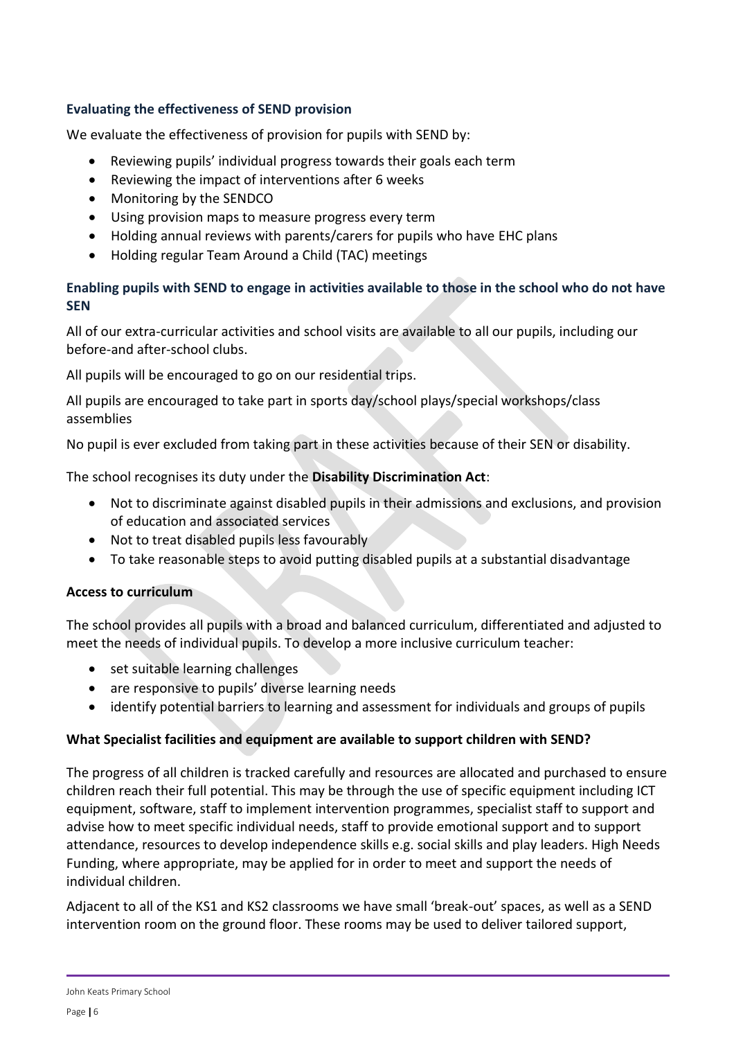### Evaluating the effectiveness of SEND provision

We evaluate the effectiveness of provision for pupils with SEND by:

- Reviewing pupils' individual progress towards their goals each term
- Reviewing the impact of interventions after 6 weeks
- Monitoring by the SENDCO
- Using provision maps to measure progress every term
- Holding annual reviews with parents/carers for pupils who have EHC plans
- Holding regular Team Around a Child (TAC) meetings

### Enabling pupils with SEND to engage in activities available to those in the school who do not have SEN

All of our extra-curricular activities and school visits are available to all our pupils, including our before-and after-school clubs.

All pupils will be encouraged to go on our residential trips.

All pupils are encouraged to take part in sports day/school plays/special workshops/class assemblies

No pupil is ever excluded from taking part in these activities because of their SEN or disability.

The school recognises its duty under the **Disability Discrimination Act**:

- Not to discriminate against disabled pupils in their admissions and exclusions, and provision of education and associated services
- Not to treat disabled pupils less favourably
- To take reasonable steps to avoid putting disabled pupils at a substantial disadvantage

### Access to curriculum

The school provides all pupils with a broad and balanced curriculum, differentiated and adjusted to meet the needs of individual pupils. To develop a more inclusive curriculum teacher:

- set suitable learning challenges
- are responsive to pupils' diverse learning needs
- identify potential barriers to learning and assessment for individuals and groups of pupils

### What Specialist facilities and equipment are available to support children with SEND?

The progress of all children is tracked carefully and resources are allocated and purchased to ensure children reach their full potential. This may be through the use of specific equipment including ICT equipment, software, staff to implement intervention programmes, specialist staff to support and advise how to meet specific individual needs, staff to provide emotional support and to support attendance, resources to develop independence skills e.g. social skills and play leaders. High Needs Funding, where appropriate, may be applied for in order to meet and support the needs of individual children.

Adjacent to all of the KS1 and KS2 classrooms we have small 'break-out' spaces, as well as a SEND intervention room on the ground floor. These rooms may be used to deliver tailored support,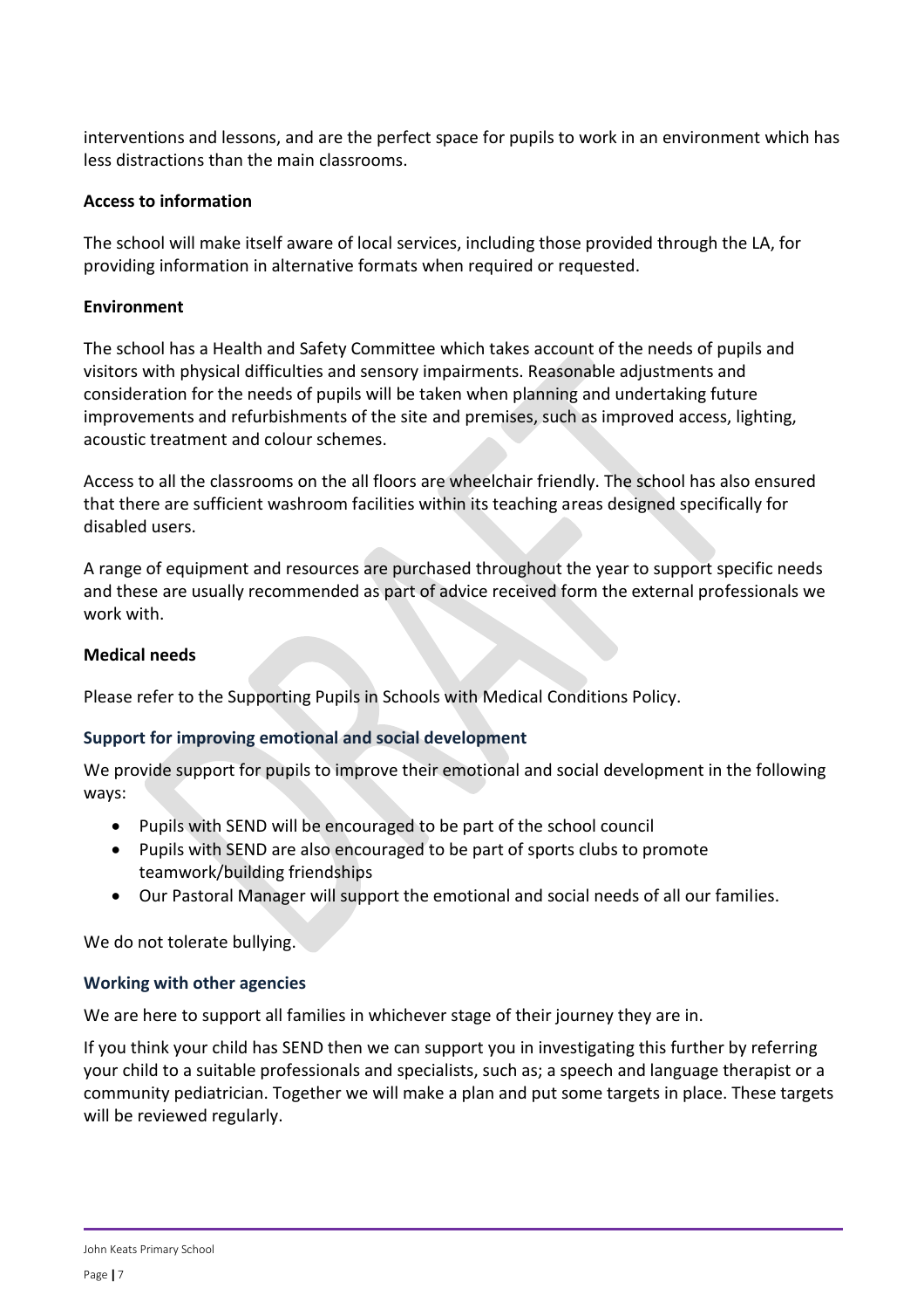interventions and lessons, and are the perfect space for pupils to work in an environment which has less distractions than the main classrooms.

**Access to information**

The school will make itself aware of local services, including those provided through the LA, for providing information in alternative formats when required or requested.

**Environment**

The school has a Health and Safety Committee which takes account of the needs of pupils and visitors with physical difficulties and sensory impairments. Reasonable adjustments and consideration for the needs of pupils will be taken when planning and undertaking future improvements and refurbishments of the site and premises, such as improved access, lighting, acoustic treatment and colour schemes.

Access to all the classrooms on the all floors are wheelchair friendly. The school has also ensured that there are sufficient washroom facilities within its teaching areas designed specifically for disabled users.

A range of equipment and resources are purchased throughout the year to support specific needs and these are usually recommended as part of advice received form the external professionals we work with.

**Medical needs**

Please refer to the Supporting Pupils in Schools with Medical Conditions Policy.

### Support for improving emotional and social development

We provide support for pupils to improve their emotional and social development in the following ways:

- Pupils with SEND will be encouraged to be part of the school council
- Pupils with SEND are also encouraged to be part of sports clubs to promote teamwork/building friendships
- Our Pastoral Manager will support the emotional and social needs of all our families.

We do not tolerate bullying.

### Working with other agencies

We are here to support all families in whichever stage of their journey they are in.

If you think your child has SEND then we can support you in investigating this further by referring your child to a suitable professionals and specialists, such as; a speech and language therapist or a community pediatrician. Together we will make a plan and put some targets in place. These targets will be reviewed regularly.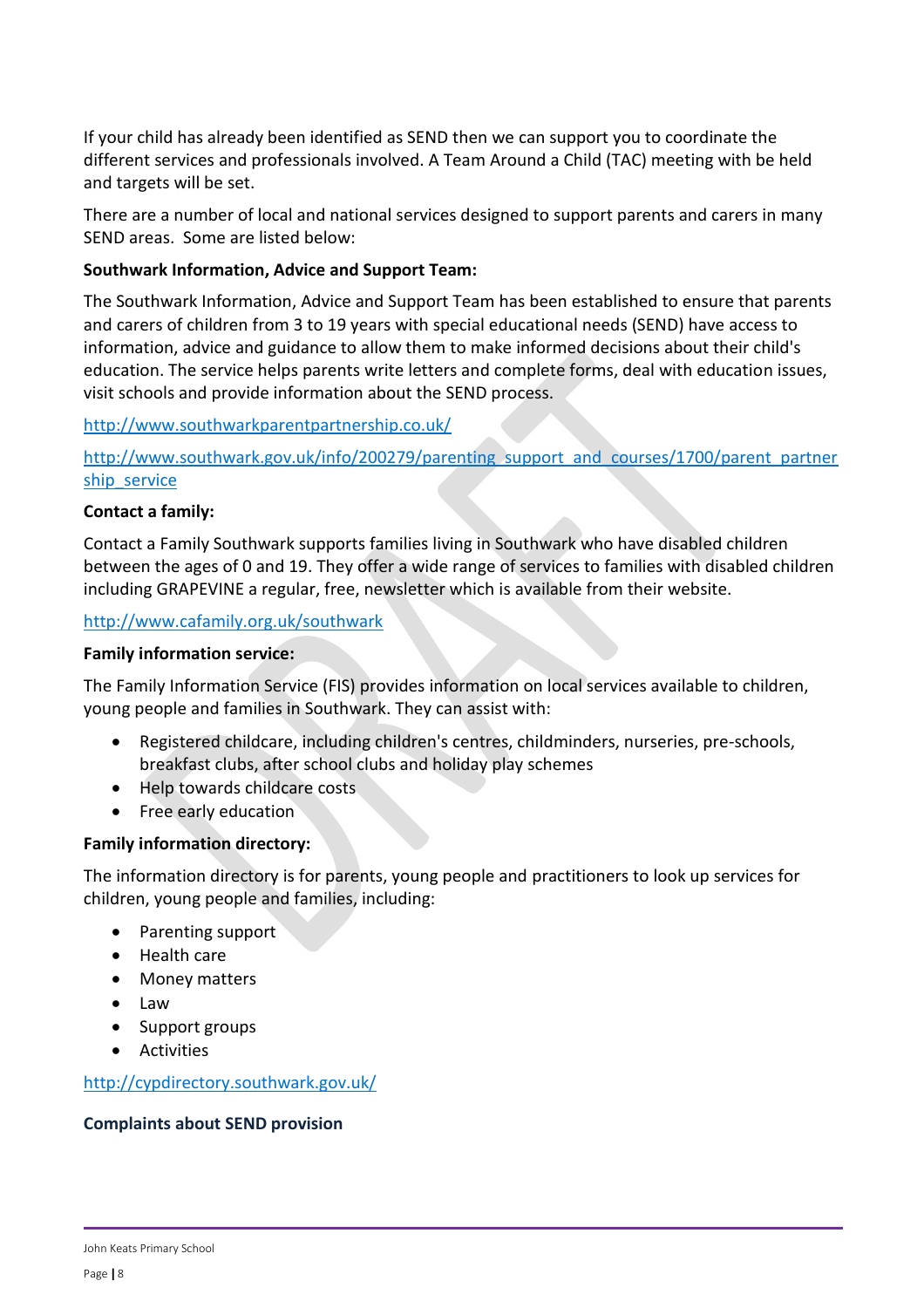If your child has already been identified as SEND then we can support you to coordinate the different services and professionals involved. A Team Around a Child (TAC) meeting with be held and targets will be set.

There are a number of local and national services designed to support parents and carers in many SEND areas. Some are listed below:

**Southwark Information, Advice and Support Team:**

The Southwark Information, Advice and Support Team has been established to ensure that parents and carers of children from 3 to 19 years with special educational needs (SEND) have access to information, advice and guidance to allow them to make informed decisions about their child's education. The service helps parents write letters and complete forms, deal with education issues, visit schools and provide information about the SEND process.

http://www.southwarkparentpartnership.co.uk/

http://www.southwark.gov.uk/info/200279/parenting_support_and_courses/1700/parent_partnership_service

**Contact a family:**

Contact a Family Southwark supports families living in Southwark who have disabled children between the ages of 0 and 19. They offer a wide range of services to families with disabled children including GRAPEVINE a regular, free, newsletter which is available from their website.

http://www.cafamily.org.uk/southwark

**Family information service:**

The Family Information Service (FIS) provides information on local services available to children, young people and families in Southwark. They can assist with:

- Registered childcare, including children's centres, childminders, nurseries, pre-schools, breakfast clubs, after school clubs and holiday play schemes
- Help towards childcare costs
- Free early education

**Family information directory:**

The information directory is for parents, young people and practitioners to look up services for children, young people and families, including:

- Parenting support
- Health care
- Money matters
- Law
- Support groups
- Activities

http://cypdirectory.southwark.gov.uk/

**Complaints about SEND provision**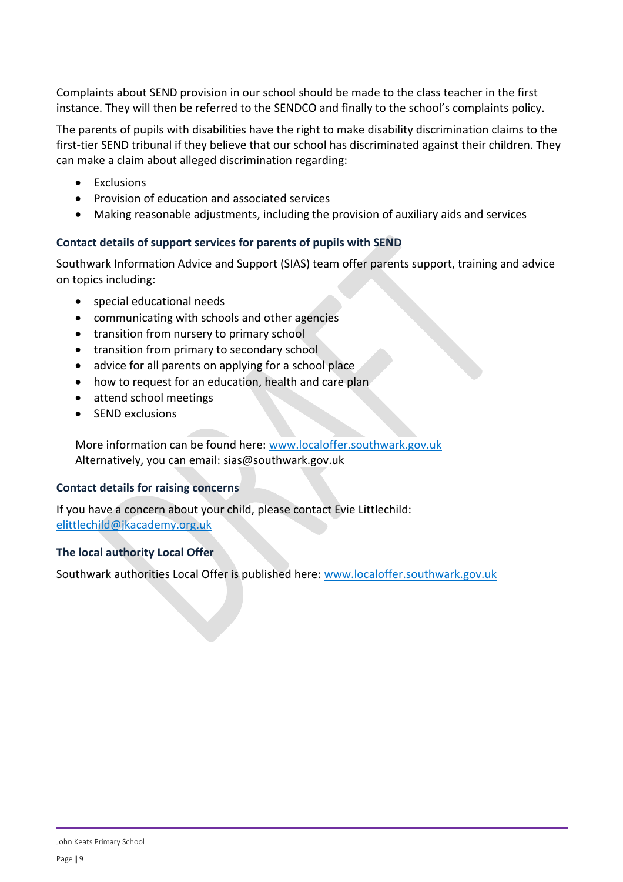Complaints about SEND provision in our school should be made to the class teacher in the first instance. They will then be referred to the SENDCO and finally to the school's complaints policy.

The parents of pupils with disabilities have the right to make disability discrimination claims to the first-tier SEND tribunal if they believe that our school has discriminated against their children. They can make a claim about alleged discrimination regarding:

- Exclusions
- Provision of education and associated services
- Making reasonable adjustments, including the provision of auxiliary aids and services

### Contact details of support services for parents of pupils with SEND

Southwark Information Advice and Support (SIAS) team offer parents support, training and advice on topics including:

- special educational needs
- communicating with schools and other agencies
- transition from nursery to primary school
- transition from primary to secondary school
- advice for all parents on applying for a school place
- how to request for an education, health and care plan
- attend school meetings
- SEND exclusions

More information can be found here: www.localoffer.southwark.gov.uk
Alternatively, you can email: sias@southwark.gov.uk

### Contact details for raising concerns

If you have a concern about your child, please contact Evie Littlechild: elittlechild@jkacademy.org.uk

### The local authority Local Offer

Southwark authorities Local Offer is published here: www.localoffer.southwark.gov.uk